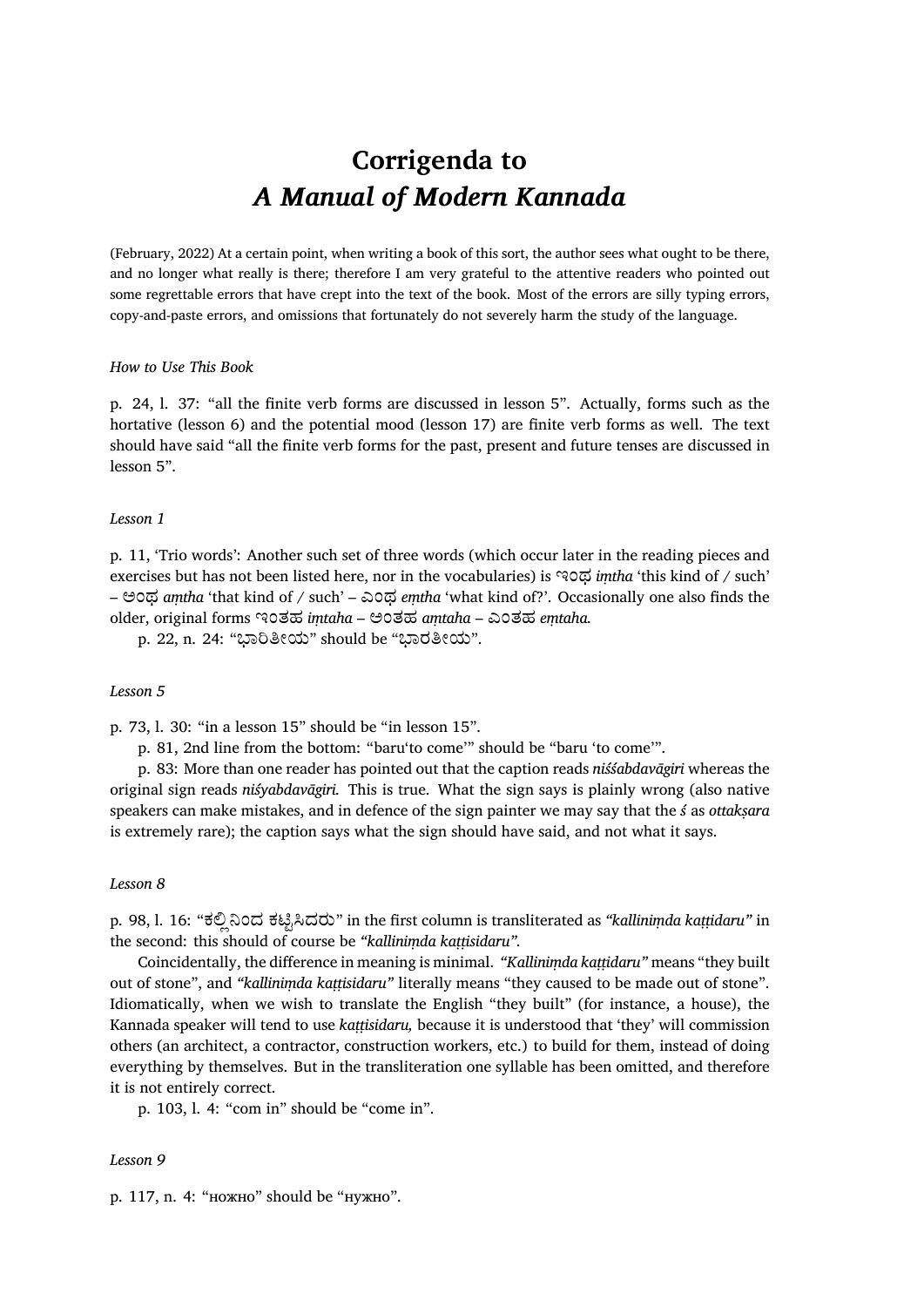# Corrigenda to
# *A Manual of Modern Kannada*

(February, 2022) At a certain point, when writing a book of this sort, the author sees what ought to be there, and no longer what really is there; therefore I am very grateful to the attentive readers who pointed out some regrettable errors that have crept into the text of the book. Most of the errors are silly typing errors, copy-and-paste errors, and omissions that fortunately do not severely harm the study of the language.

*How to Use This Book*

p. 24, l. 37: "all the finite verb forms are discussed in lesson 5". Actually, forms such as the hortative (lesson 6) and the potential mood (lesson 17) are finite verb forms as well. The text should have said "all the finite verb forms for the past, present and future tenses are discussed in lesson 5".

*Lesson 1*

p. 11, 'Trio words': Another such set of three words (which occur later in the reading pieces and exercises but has not been listed here, nor in the vocabularies) is ಇಂಥ *iṃtha* 'this kind of / such' – ಅಂಥ *aṃtha* 'that kind of / such' – ಎಂಥ *eṃtha* 'what kind of?'. Occasionally one also finds the older, original forms ಇಂತಹ *iṃtaha* – ಅಂತಹ *aṃtaha* – ಎಂತಹ *eṃtaha.*

p. 22, n. 24: "ಭಾರಿತೀಯ" should be "ಭಾರತೀಯ".

*Lesson 5*

p. 73, l. 30: "in a lesson 15" should be "in lesson 15".

p. 81, 2nd line from the bottom: "baru'to come'" should be "baru 'to come'".

p. 83: More than one reader has pointed out that the caption reads *niśśabdavāgiri* whereas the original sign reads *niśyabdavāgiri.* This is true. What the sign says is plainly wrong (also native speakers can make mistakes, and in defence of the sign painter we may say that the *ś* as *ottakṣara* is extremely rare); the caption says what the sign should have said, and not what it says.

*Lesson 8*

p. 98, l. 16: "ಕಲ್ಲಿನಿಂದ ಕಟ್ಟಿಸಿದರು" in the first column is transliterated as *"kalliniṃda kaṭṭidaru"* in the second: this should of course be *"kalliniṃda kaṭṭisidaru".*

Coincidentally, the difference in meaning is minimal. *"Kalliniṃda kaṭṭidaru"* means "they built out of stone", and *"kalliniṃda kaṭṭisidaru"* literally means "they caused to be made out of stone". Idiomatically, when we wish to translate the English "they built" (for instance, a house), the Kannada speaker will tend to use *kaṭṭisidaru,* because it is understood that 'they' will commission others (an architect, a contractor, construction workers, etc.) to build for them, instead of doing everything by themselves. But in the transliteration one syllable has been omitted, and therefore it is not entirely correct.

p. 103, l. 4: "com in" should be "come in".

*Lesson 9*

p. 117, n. 4: "ножно" should be "нужно".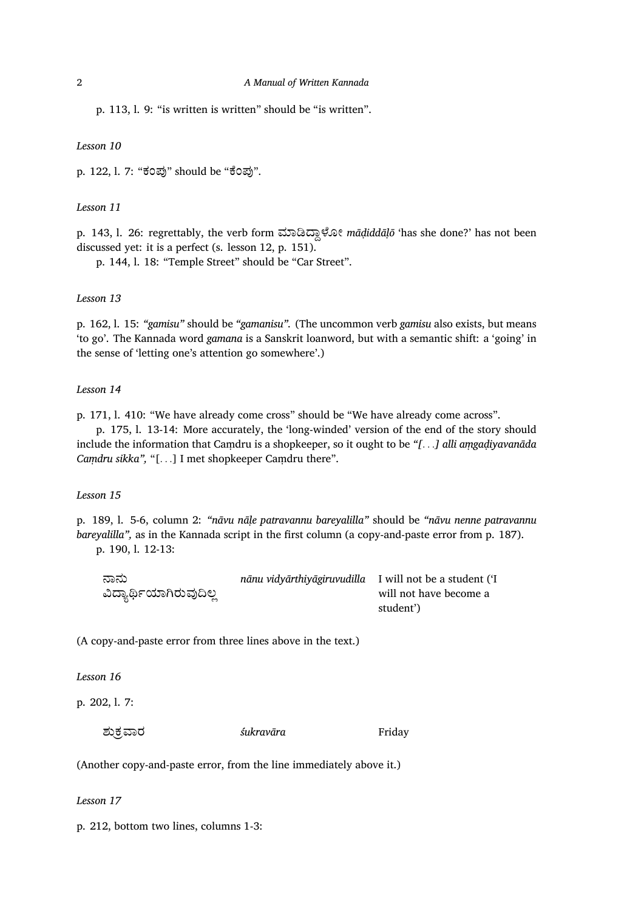p. 113, l. 9: “is written is written” should be “is written”.

*Lesson 10*

p. 122, l. 7: “ಕಂಪು” should be “ಕೆಂಪು”.

*Lesson 11*

p. 143, l. 26: regrettably, the verb form ಮಾಡಿದ್ದಾಳೋ *māḍiddāḷō* ‘has she done?’ has not been discussed yet: it is a perfect (s. lesson 12, p. 151).

p. 144, l. 18: “Temple Street” should be “Car Street”.

*Lesson 13*

p. 162, l. 15: *“gamisu”* should be *“gamanisu”.* (The uncommon verb *gamisu* also exists, but means ‘to go’. The Kannada word *gamana* is a Sanskrit loanword, but with a semantic shift: a ‘going’ in the sense of ‘letting one’s attention go somewhere’.)

*Lesson 14*

p. 171, l. 410: “We have already come cross” should be “We have already come across”.

p. 175, l. 13-14: More accurately, the ‘long-winded’ version of the end of the story should include the information that Caṃdru is a shopkeeper, so it ought to be *“[...] alli aṃgaḍiyavanāda Caṃdru sikka”,* “[...] I met shopkeeper Caṃdru there”.

*Lesson 15*

p. 189, l. 5-6, column 2: *“nāvu nāḷe patravannu bareyalilla”* should be *“nāvu nenne patravannu bareyalilla”,* as in the Kannada script in the first column (a copy-and-paste error from p. 187).

p. 190, l. 12-13:

| | | |
|---|---|---|
| ನಾನು ವಿದ್ಯಾರ್ಥಿಯಾಗಿರುವುದಿಲ್ಲ | *nānu vidyārthiyāgiruvudilla* | I will not be a student (‘I will not have become a student’) |

(A copy-and-paste error from three lines above in the text.)

*Lesson 16*

p. 202, l. 7:

| | | |
|---|---|---|
| ಶುಕ್ರವಾರ | *śukravāra* | Friday |

(Another copy-and-paste error, from the line immediately above it.)

*Lesson 17*

p. 212, bottom two lines, columns 1-3: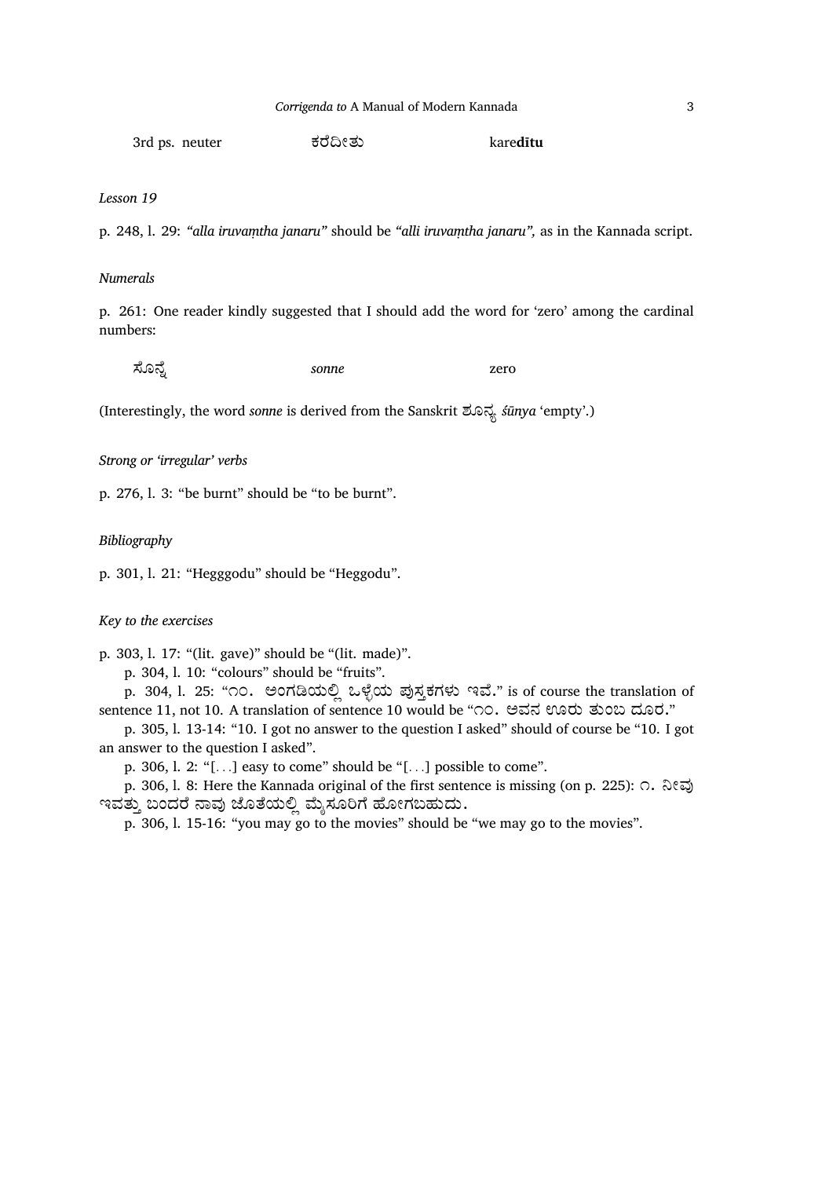| | | |
|---|---|---|
| 3rd ps. neuter | ಕರೆದೀತು | kare**dītu** |

*Lesson 19*

p. 248, l. 29: *"alla iruvaṃtha janaru"* should be *"alli iruvaṃtha janaru",* as in the Kannada script.

*Numerals*

p. 261: One reader kindly suggested that I should add the word for 'zero' among the cardinal numbers:

| | | |
|---|---|---|
| ಸೊನ್ನೆ | *sonne* | zero |

(Interestingly, the word *sonne* is derived from the Sanskrit ಶೂನ್ಯ *śūnya* 'empty'.)

*Strong or 'irregular' verbs*

p. 276, l. 3: "be burnt" should be "to be burnt".

*Bibliography*

p. 301, l. 21: "Hegggodu" should be "Heggodu".

*Key to the exercises*

p. 303, l. 17: "(lit. gave)" should be "(lit. made)".

p. 304, l. 10: "colours" should be "fruits".

p. 304, l. 25: "೧೦. ಅಂಗಡಿಯಲ್ಲಿ ಒಳ್ಳೆಯ ಪುಸ್ತಕಗಳು ಇವೆ." is of course the translation of sentence 11, not 10. A translation of sentence 10 would be "೧೦. ಅವನ ಊರು ತುಂಬ ದೂರ."

p. 305, l. 13-14: "10. I got no answer to the question I asked" should of course be "10. I got an answer to the question I asked".

p. 306, l. 2: "[...] easy to come" should be "[...] possible to come".

p. 306, l. 8: Here the Kannada original of the first sentence is missing (on p. 225): ೧. ನೀವು ಇವತ್ತು ಬಂದರೆ ನಾವು ಜೊತೆಯಲ್ಲಿ ಮೈಸೂರಿಗೆ ಹೋಗಬಹುದು.

p. 306, l. 15-16: "you may go to the movies" should be "we may go to the movies".